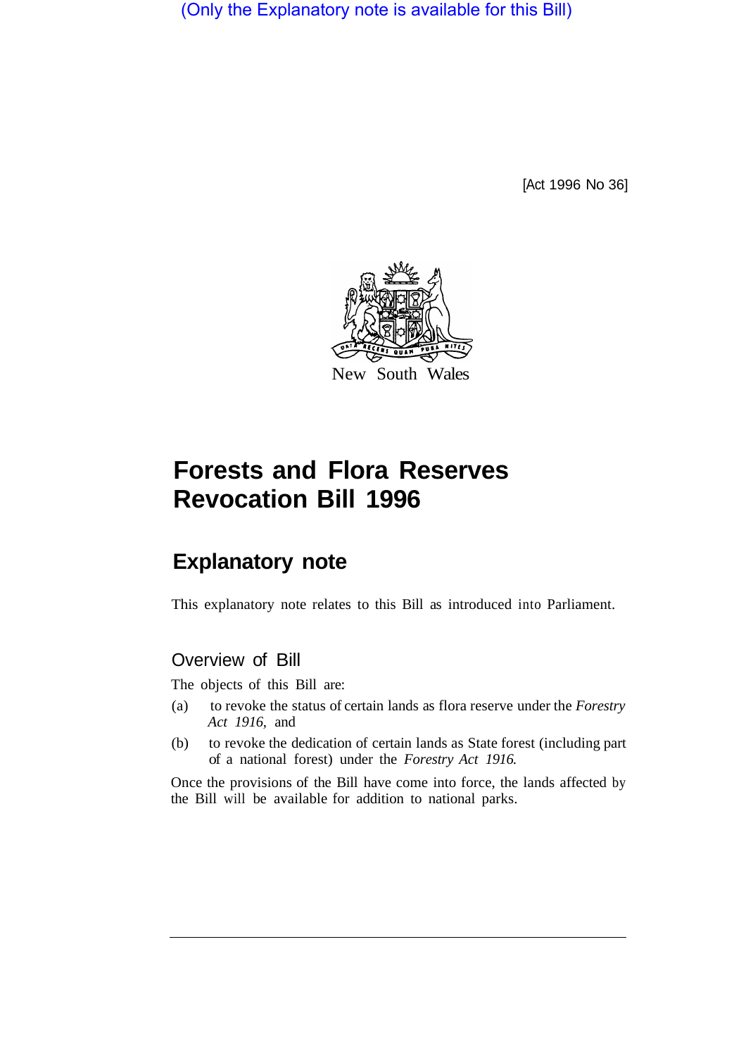(Only the Explanatory note is available for this Bill)

[Act 1996 No 36]

New South Wales

# Forests and Flora Reserves Revocation Bill 1996

## Explanatory note

This explanatory note relates to this Bill as introduced into Parliament.

### Overview of Bill

The objects of this Bill are:

(a) to revoke the status of certain lands as flora reserve under the *Forestry Act 1916*, and

(b) to revoke the dedication of certain lands as State forest (including part of a national forest) under the *Forestry Act 1916*.

Once the provisions of the Bill have come into force, the lands affected by the Bill will be available for addition to national parks.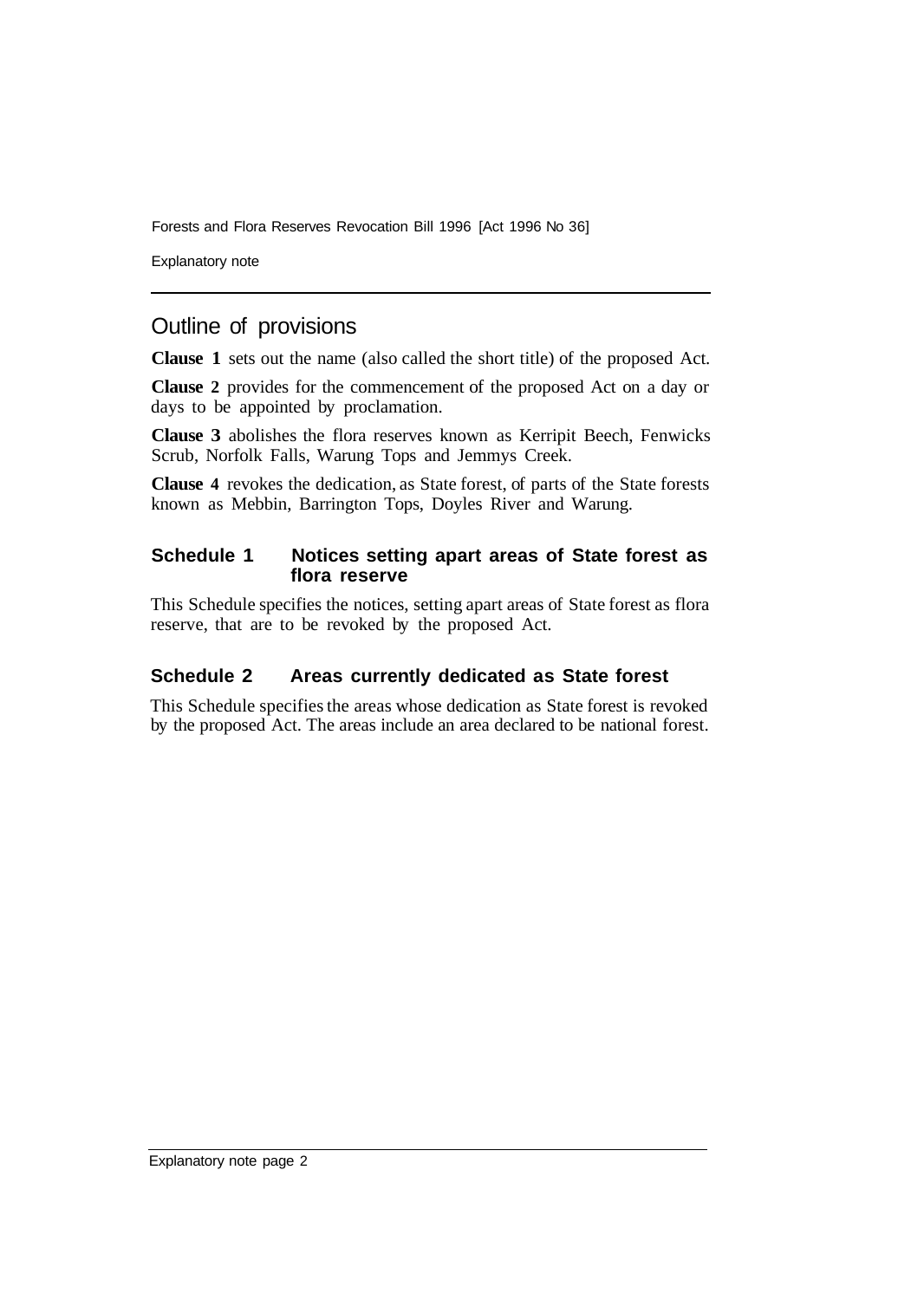## Outline of provisions

**Clause 1** sets out the name (also called the short title) of the proposed Act.

**Clause 2** provides for the commencement of the proposed Act on a day or days to be appointed by proclamation.

**Clause 3** abolishes the flora reserves known as Kerripit Beech, Fenwicks Scrub, Norfolk Falls, Warung Tops and Jemmys Creek.

**Clause 4** revokes the dedication, as State forest, of parts of the State forests known as Mebbin, Barrington Tops, Doyles River and Warung.

### Schedule 1 Notices setting apart areas of State forest as flora reserve

This Schedule specifies the notices, setting apart areas of State forest as flora reserve, that are to be revoked by the proposed Act.

### Schedule 2 Areas currently dedicated as State forest

This Schedule specifies the areas whose dedication as State forest is revoked by the proposed Act. The areas include an area declared to be national forest.